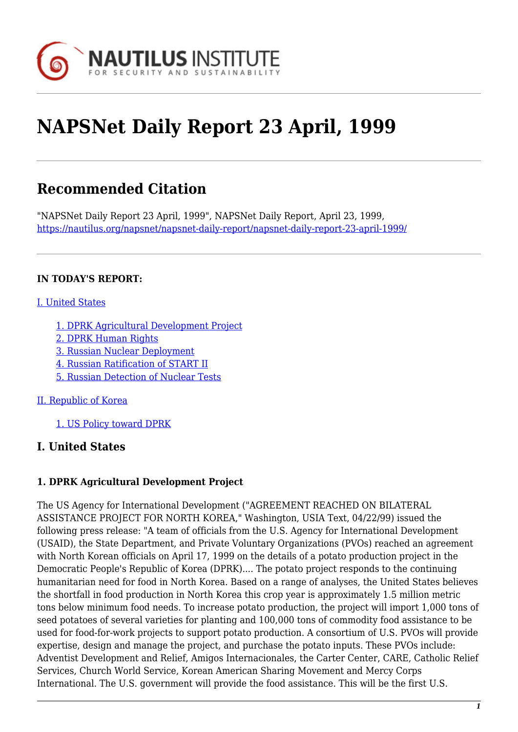# NAPSNet Daily Report 23 April, 1999

## Recommended Citation

"NAPSNet Daily Report 23 April, 1999", NAPSNet Daily Report, April 23, 1999, https://nautilus.org/napsnet/napsnet-daily-report/napsnet-daily-report-23-april-1999/

**IN TODAY'S REPORT:**

I. United States

- 1. DPRK Agricultural Development Project
- 2. DPRK Human Rights
- 3. Russian Nuclear Deployment
- 4. Russian Ratification of START II
- 5. Russian Detection of Nuclear Tests

II. Republic of Korea

- 1. US Policy toward DPRK

## I. United States

### 1. DPRK Agricultural Development Project

The US Agency for International Development ("AGREEMENT REACHED ON BILATERAL ASSISTANCE PROJECT FOR NORTH KOREA," Washington, USIA Text, 04/22/99) issued the following press release: "A team of officials from the U.S. Agency for International Development (USAID), the State Department, and Private Voluntary Organizations (PVOs) reached an agreement with North Korean officials on April 17, 1999 on the details of a potato production project in the Democratic People's Republic of Korea (DPRK).... The potato project responds to the continuing humanitarian need for food in North Korea. Based on a range of analyses, the United States believes the shortfall in food production in North Korea this crop year is approximately 1.5 million metric tons below minimum food needs. To increase potato production, the project will import 1,000 tons of seed potatoes of several varieties for planting and 100,000 tons of commodity food assistance to be used for food-for-work projects to support potato production. A consortium of U.S. PVOs will provide expertise, design and manage the project, and purchase the potato inputs. These PVOs include: Adventist Development and Relief, Amigos Internacionales, the Carter Center, CARE, Catholic Relief Services, Church World Service, Korean American Sharing Movement and Mercy Corps International. The U.S. government will provide the food assistance. This will be the first U.S.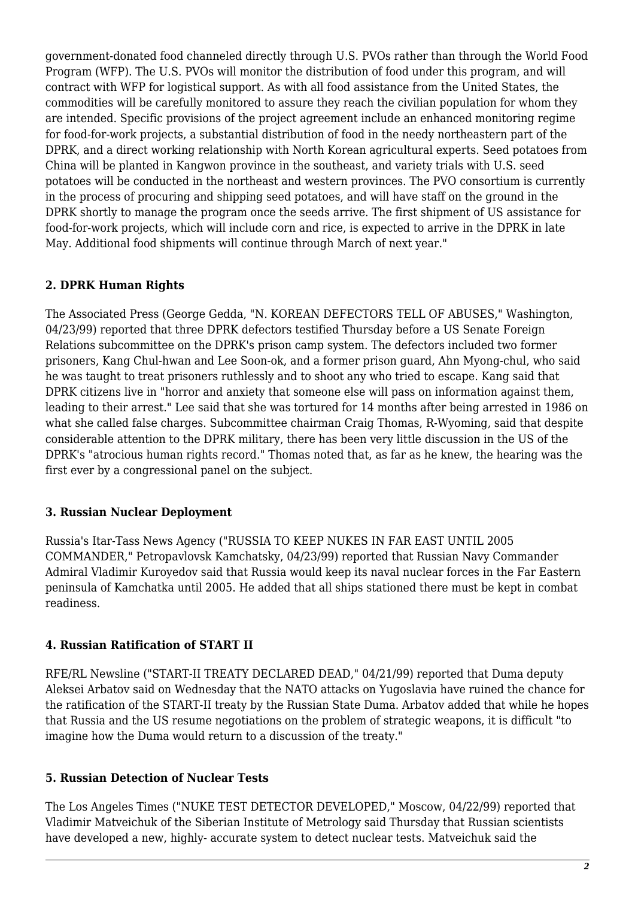government-donated food channeled directly through U.S. PVOs rather than through the World Food Program (WFP). The U.S. PVOs will monitor the distribution of food under this program, and will contract with WFP for logistical support. As with all food assistance from the United States, the commodities will be carefully monitored to assure they reach the civilian population for whom they are intended. Specific provisions of the project agreement include an enhanced monitoring regime for food-for-work projects, a substantial distribution of food in the needy northeastern part of the DPRK, and a direct working relationship with North Korean agricultural experts. Seed potatoes from China will be planted in Kangwon province in the southeast, and variety trials with U.S. seed potatoes will be conducted in the northeast and western provinces. The PVO consortium is currently in the process of procuring and shipping seed potatoes, and will have staff on the ground in the DPRK shortly to manage the program once the seeds arrive. The first shipment of US assistance for food-for-work projects, which will include corn and rice, is expected to arrive in the DPRK in late May. Additional food shipments will continue through March of next year."

### 2. DPRK Human Rights

The Associated Press (George Gedda, "N. KOREAN DEFECTORS TELL OF ABUSES," Washington, 04/23/99) reported that three DPRK defectors testified Thursday before a US Senate Foreign Relations subcommittee on the DPRK's prison camp system. The defectors included two former prisoners, Kang Chul-hwan and Lee Soon-ok, and a former prison guard, Ahn Myong-chul, who said he was taught to treat prisoners ruthlessly and to shoot any who tried to escape. Kang said that DPRK citizens live in "horror and anxiety that someone else will pass on information against them, leading to their arrest." Lee said that she was tortured for 14 months after being arrested in 1986 on what she called false charges. Subcommittee chairman Craig Thomas, R-Wyoming, said that despite considerable attention to the DPRK military, there has been very little discussion in the US of the DPRK's "atrocious human rights record." Thomas noted that, as far as he knew, the hearing was the first ever by a congressional panel on the subject.

### 3. Russian Nuclear Deployment

Russia's Itar-Tass News Agency ("RUSSIA TO KEEP NUKES IN FAR EAST UNTIL 2005 COMMANDER," Petropavlovsk Kamchatsky, 04/23/99) reported that Russian Navy Commander Admiral Vladimir Kuroyedov said that Russia would keep its naval nuclear forces in the Far Eastern peninsula of Kamchatka until 2005. He added that all ships stationed there must be kept in combat readiness.

### 4. Russian Ratification of START II

RFE/RL Newsline ("START-II TREATY DECLARED DEAD," 04/21/99) reported that Duma deputy Aleksei Arbatov said on Wednesday that the NATO attacks on Yugoslavia have ruined the chance for the ratification of the START-II treaty by the Russian State Duma. Arbatov added that while he hopes that Russia and the US resume negotiations on the problem of strategic weapons, it is difficult "to imagine how the Duma would return to a discussion of the treaty."

### 5. Russian Detection of Nuclear Tests

The Los Angeles Times ("NUKE TEST DETECTOR DEVELOPED," Moscow, 04/22/99) reported that Vladimir Matveichuk of the Siberian Institute of Metrology said Thursday that Russian scientists have developed a new, highly- accurate system to detect nuclear tests. Matveichuk said the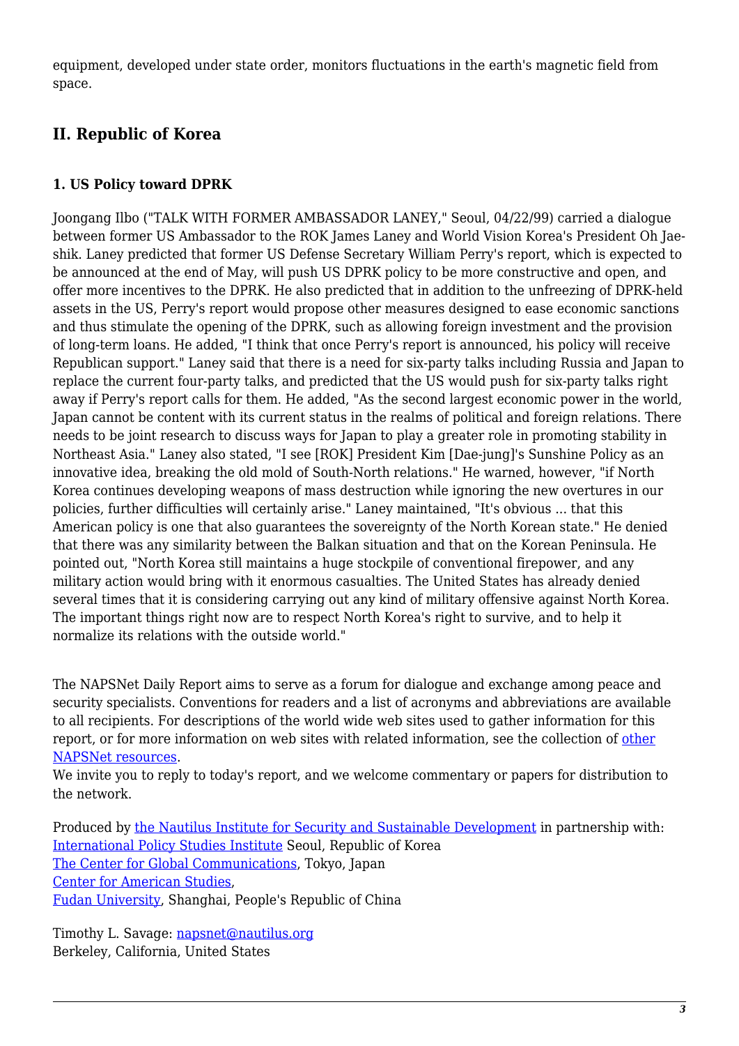equipment, developed under state order, monitors fluctuations in the earth's magnetic field from space.

## II. Republic of Korea

### 1. US Policy toward DPRK

Joongang Ilbo ("TALK WITH FORMER AMBASSADOR LANEY," Seoul, 04/22/99) carried a dialogue between former US Ambassador to the ROK James Laney and World Vision Korea's President Oh Jae-shik. Laney predicted that former US Defense Secretary William Perry's report, which is expected to be announced at the end of May, will push US DPRK policy to be more constructive and open, and offer more incentives to the DPRK. He also predicted that in addition to the unfreezing of DPRK-held assets in the US, Perry's report would propose other measures designed to ease economic sanctions and thus stimulate the opening of the DPRK, such as allowing foreign investment and the provision of long-term loans. He added, "I think that once Perry's report is announced, his policy will receive Republican support." Laney said that there is a need for six-party talks including Russia and Japan to replace the current four-party talks, and predicted that the US would push for six-party talks right away if Perry's report calls for them. He added, "As the second largest economic power in the world, Japan cannot be content with its current status in the realms of political and foreign relations. There needs to be joint research to discuss ways for Japan to play a greater role in promoting stability in Northeast Asia." Laney also stated, "I see [ROK] President Kim [Dae-jung]'s Sunshine Policy as an innovative idea, breaking the old mold of South-North relations." He warned, however, "if North Korea continues developing weapons of mass destruction while ignoring the new overtures in our policies, further difficulties will certainly arise." Laney maintained, "It's obvious ... that this American policy is one that also guarantees the sovereignty of the North Korean state." He denied that there was any similarity between the Balkan situation and that on the Korean Peninsula. He pointed out, "North Korea still maintains a huge stockpile of conventional firepower, and any military action would bring with it enormous casualties. The United States has already denied several times that it is considering carrying out any kind of military offensive against North Korea. The important things right now are to respect North Korea's right to survive, and to help it normalize its relations with the outside world."

The NAPSNet Daily Report aims to serve as a forum for dialogue and exchange among peace and security specialists. Conventions for readers and a list of acronyms and abbreviations are available to all recipients. For descriptions of the world wide web sites used to gather information for this report, or for more information on web sites with related information, see the collection of other NAPSNet resources.
We invite you to reply to today's report, and we welcome commentary or papers for distribution to the network.

Produced by the Nautilus Institute for Security and Sustainable Development in partnership with:
International Policy Studies Institute Seoul, Republic of Korea
The Center for Global Communications, Tokyo, Japan
Center for American Studies,
Fudan University, Shanghai, People's Republic of China

Timothy L. Savage: napsnet@nautilus.org
Berkeley, California, United States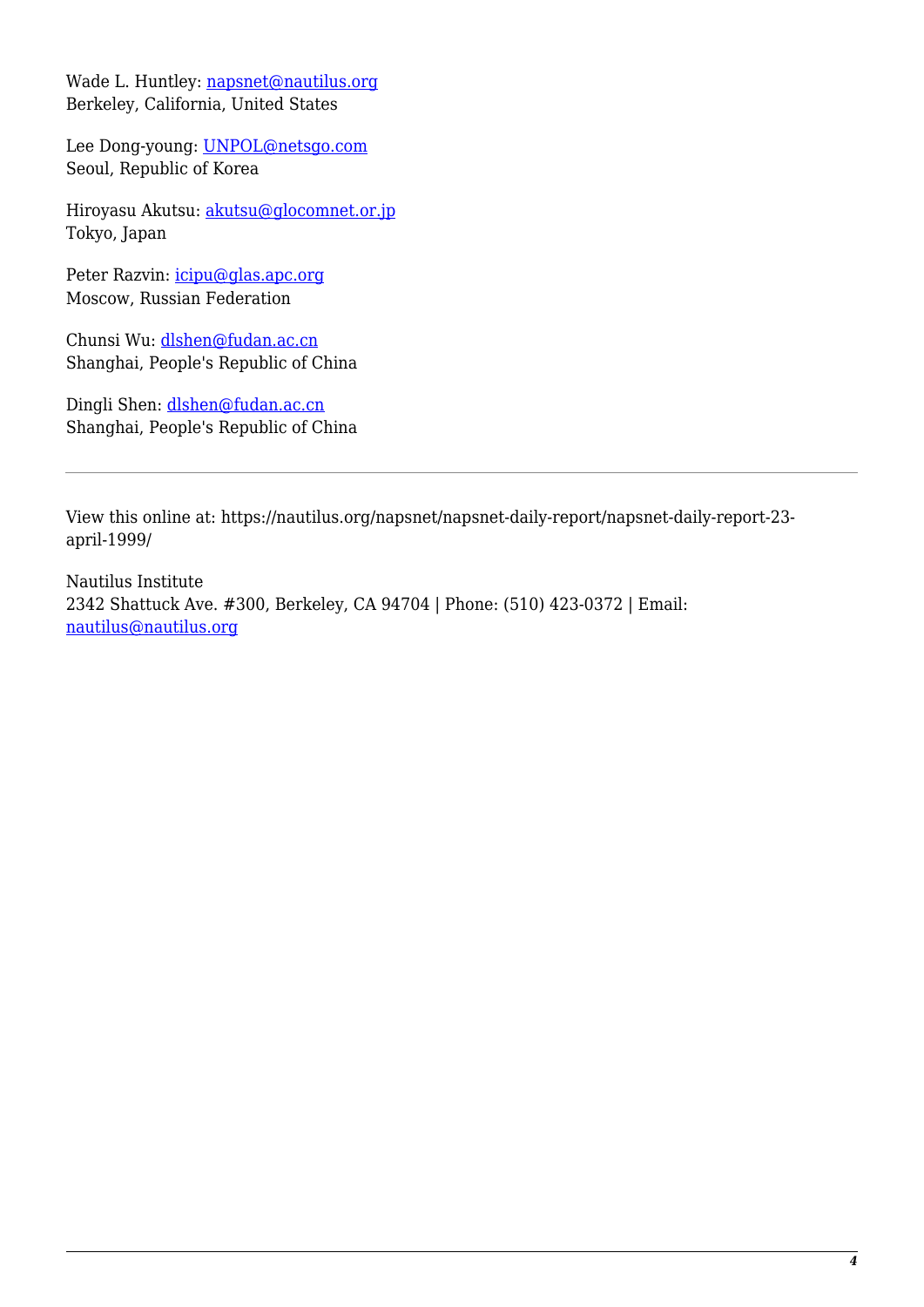Wade L. Huntley: napsnet@nautilus.org
Berkeley, California, United States

Lee Dong-young: UNPOL@netsgo.com
Seoul, Republic of Korea

Hiroyasu Akutsu: akutsu@glocomnet.or.jp
Tokyo, Japan

Peter Razvin: icipu@glas.apc.org
Moscow, Russian Federation

Chunsi Wu: dlshen@fudan.ac.cn
Shanghai, People's Republic of China

Dingli Shen: dlshen@fudan.ac.cn
Shanghai, People's Republic of China

---

View this online at: https://nautilus.org/napsnet/napsnet-daily-report/napsnet-daily-report-23-april-1999/

Nautilus Institute
2342 Shattuck Ave. #300, Berkeley, CA 94704 | Phone: (510) 423-0372 | Email: nautilus@nautilus.org